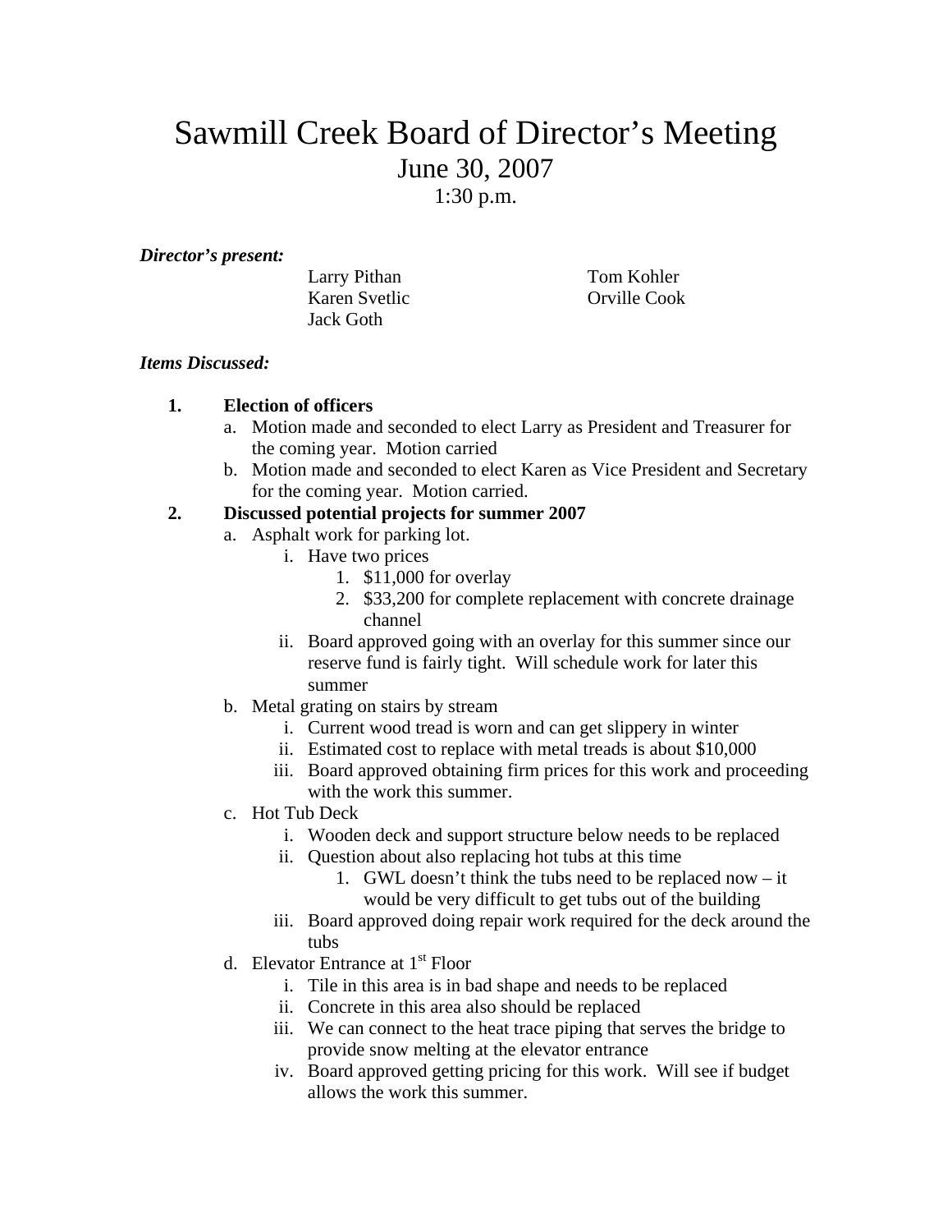# Sawmill Creek Board of Director's Meeting

## June 30, 2007

1:30 p.m.

***Director's present:***

Larry Pithan
Karen Svetlic
Jack Goth
Tom Kohler
Orville Cook

***Items Discussed:***

1. **Election of officers**
   a. Motion made and seconded to elect Larry as President and Treasurer for the coming year. Motion carried
   b. Motion made and seconded to elect Karen as Vice President and Secretary for the coming year. Motion carried.
2. **Discussed potential projects for summer 2007**
   a. Asphalt work for parking lot.
      i. Have two prices
         1. $11,000 for overlay
         2. $33,200 for complete replacement with concrete drainage channel
      ii. Board approved going with an overlay for this summer since our reserve fund is fairly tight. Will schedule work for later this summer
   b. Metal grating on stairs by stream
      i. Current wood tread is worn and can get slippery in winter
      ii. Estimated cost to replace with metal treads is about $10,000
      iii. Board approved obtaining firm prices for this work and proceeding with the work this summer.
   c. Hot Tub Deck
      i. Wooden deck and support structure below needs to be replaced
      ii. Question about also replacing hot tubs at this time
         1. GWL doesn't think the tubs need to be replaced now – it would be very difficult to get tubs out of the building
      iii. Board approved doing repair work required for the deck around the tubs
   d. Elevator Entrance at 1st Floor
      i. Tile in this area is in bad shape and needs to be replaced
      ii. Concrete in this area also should be replaced
      iii. We can connect to the heat trace piping that serves the bridge to provide snow melting at the elevator entrance
      iv. Board approved getting pricing for this work. Will see if budget allows the work this summer.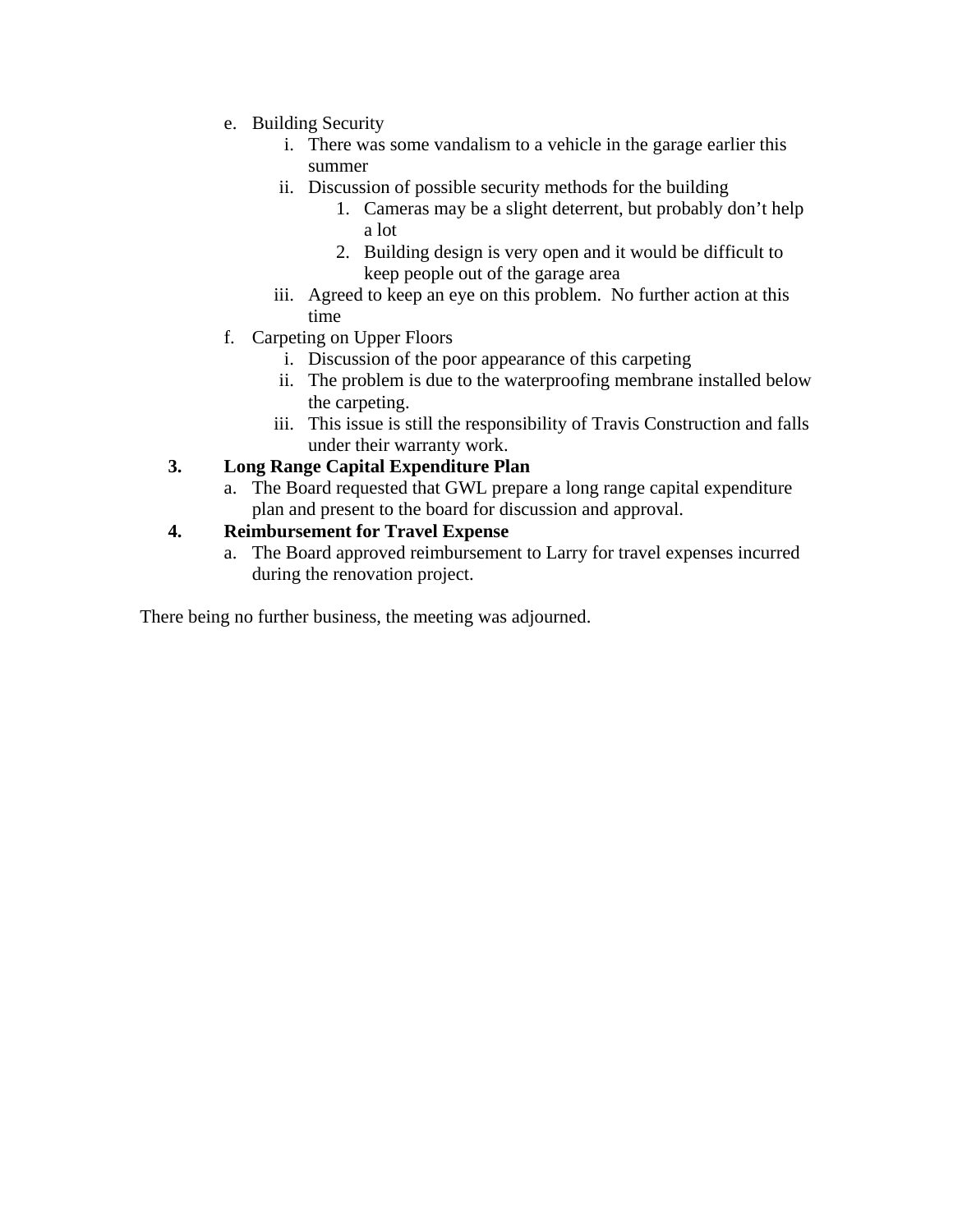e. Building Security
    i. There was some vandalism to a vehicle in the garage earlier this summer
    ii. Discussion of possible security methods for the building
        1. Cameras may be a slight deterrent, but probably don't help a lot
        2. Building design is very open and it would be difficult to keep people out of the garage area
    iii. Agreed to keep an eye on this problem. No further action at this time

f. Carpeting on Upper Floors
    i. Discussion of the poor appearance of this carpeting
    ii. The problem is due to the waterproofing membrane installed below the carpeting.
    iii. This issue is still the responsibility of Travis Construction and falls under their warranty work.

**3. Long Range Capital Expenditure Plan**

a. The Board requested that GWL prepare a long range capital expenditure plan and present to the board for discussion and approval.

**4. Reimbursement for Travel Expense**

a. The Board approved reimbursement to Larry for travel expenses incurred during the renovation project.

There being no further business, the meeting was adjourned.